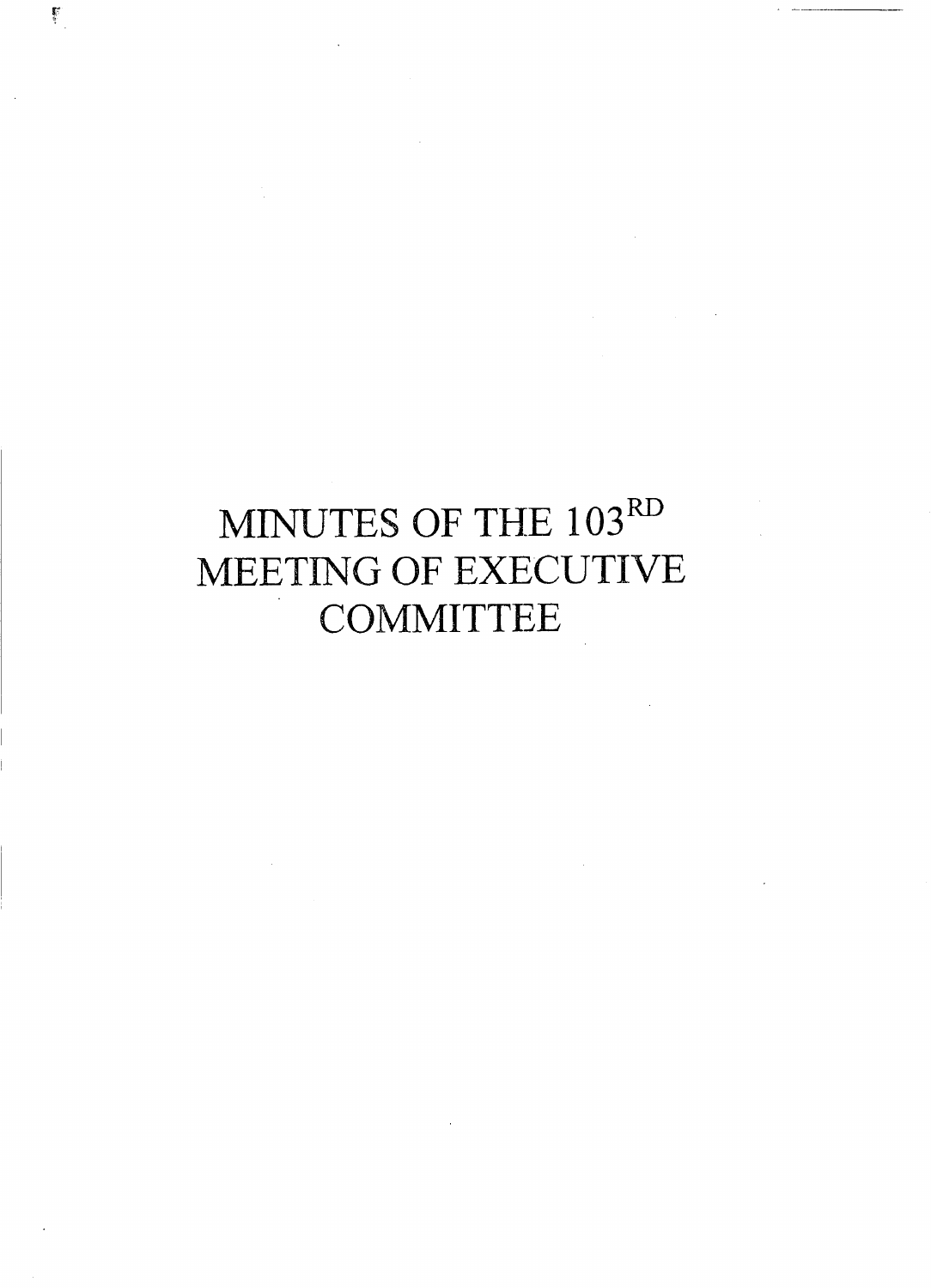# MINUTES OF THE 103[RD] MEETING OF EXECUTIVE COMMITTEE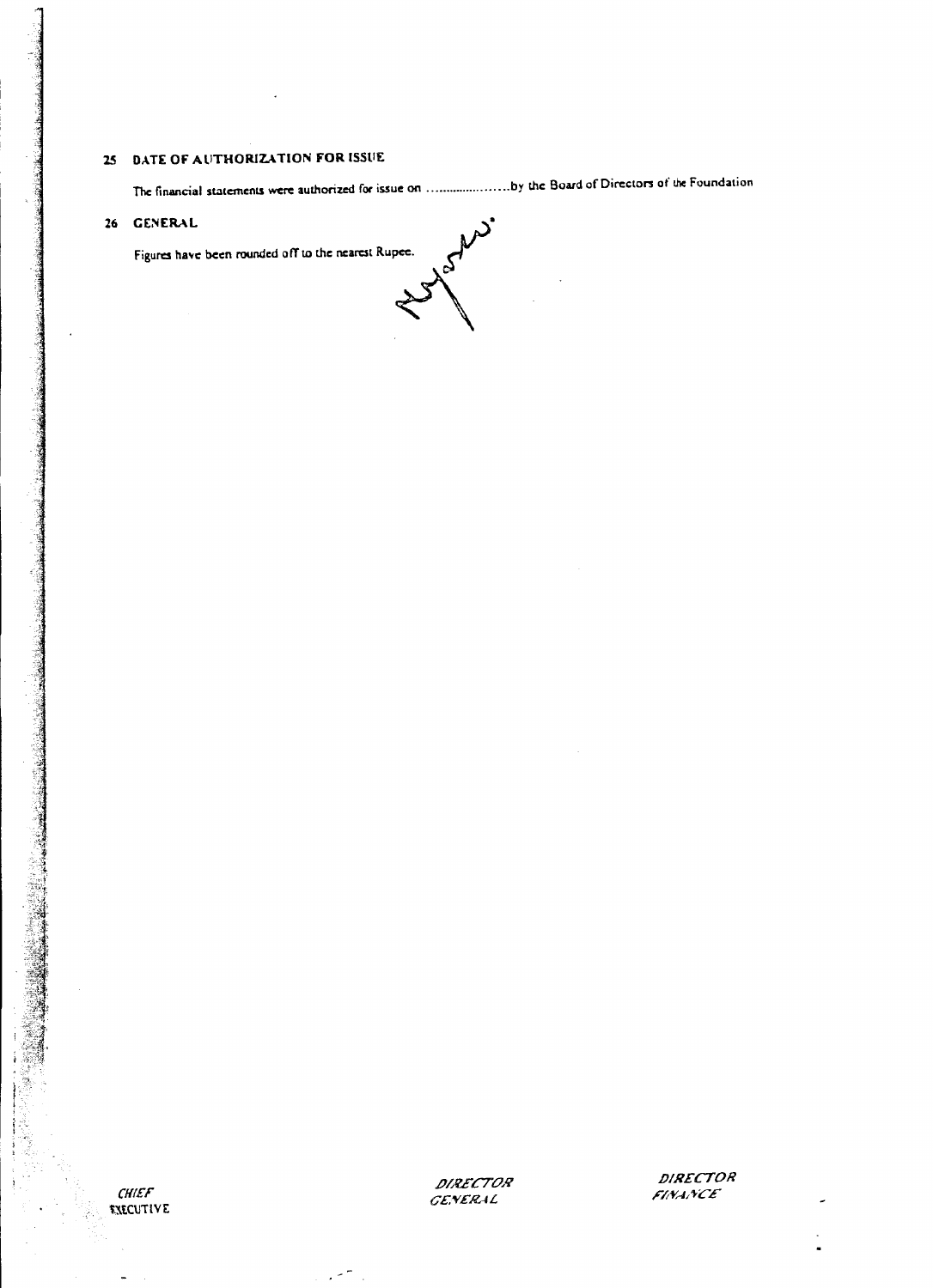## 25 DATE OF AUTHORIZATION FOR ISSUE

The financial statements were authorized for issue on .....................by the Board of Directors of the Foundation

## 26 GENERAL

Figures have been rounded off to the nearest Rupee.

CHIEF
EXECUTIVE

DIRECTOR
GENERAL

DIRECTOR
FINANCE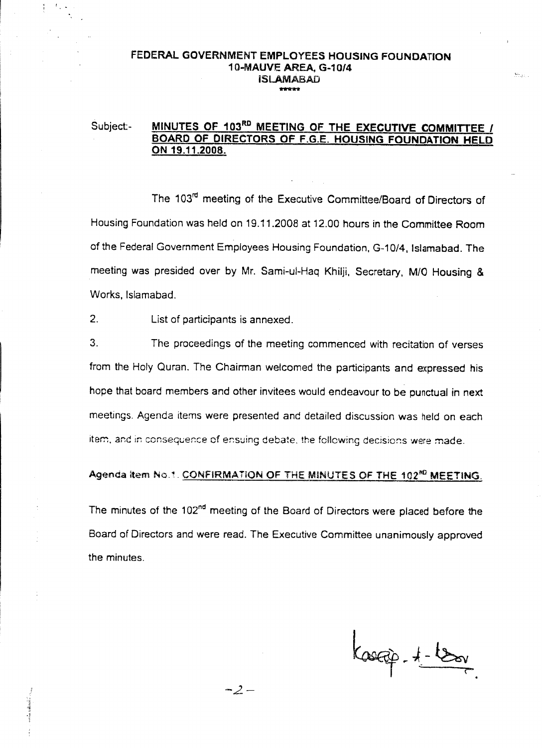**FEDERAL GOVERNMENT EMPLOYEES HOUSING FOUNDATION**
**10-MAUVE AREA, G-10/4**
**ISLAMABAD**

\*\*\*\*\*

Subject:- **MINUTES OF 103RD MEETING OF THE EXECUTIVE COMMITTEE / BOARD OF DIRECTORS OF F.G.E. HOUSING FOUNDATION HELD ON 19.11.2008.**

The 103rd meeting of the Executive Committee/Board of Directors of Housing Foundation was held on 19.11.2008 at 12.00 hours in the Committee Room of the Federal Government Employees Housing Foundation, G-10/4, Islamabad. The meeting was presided over by Mr. Sami-ul-Haq Khilji, Secretary, M/O Housing & Works, Islamabad.

2. List of participants is annexed.

3. The proceedings of the meeting commenced with recitation of verses from the Holy Quran. The Chairman welcomed the participants and expressed his hope that board members and other invitees would endeavour to be punctual in next meetings. Agenda items were presented and detailed discussion was held on each item, and in consequence of ensuing debate, the following decisions were made.

**Agenda item No.1. CONFIRMATION OF THE MINUTES OF THE 102ND MEETING.**

The minutes of the 102nd meeting of the Board of Directors were placed before the Board of Directors and were read. The Executive Committee unanimously approved the minutes.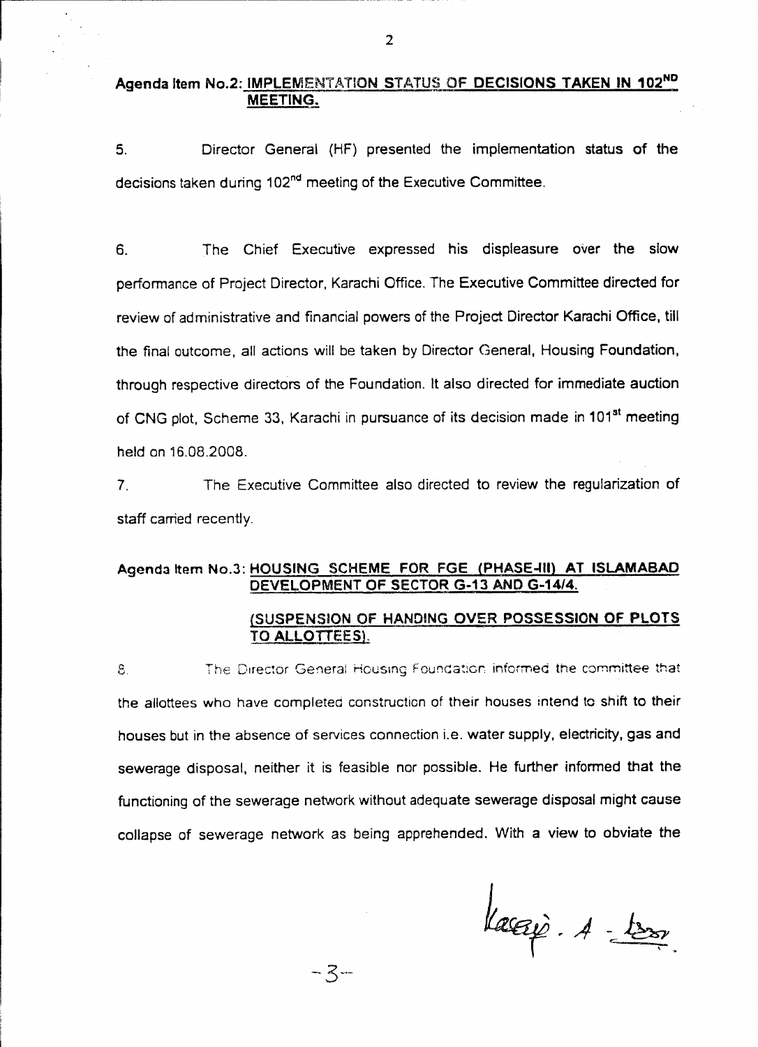**Agenda Item No.2: IMPLEMENTATION STATUS OF DECISIONS TAKEN IN 102ND MEETING.**

5. Director General (HF) presented the implementation status of the decisions taken during 102nd meeting of the Executive Committee.

6. The Chief Executive expressed his displeasure over the slow performance of Project Director, Karachi Office. The Executive Committee directed for review of administrative and financial powers of the Project Director Karachi Office, till the final outcome, all actions will be taken by Director General, Housing Foundation, through respective directors of the Foundation. It also directed for immediate auction of CNG plot, Scheme 33, Karachi in pursuance of its decision made in 101st meeting held on 16.08.2008.

7. The Executive Committee also directed to review the regularization of staff carried recently.

**Agenda Item No.3: HOUSING SCHEME FOR FGE (PHASE-III) AT ISLAMABAD DEVELOPMENT OF SECTOR G-13 AND G-14/4.**

**(SUSPENSION OF HANDING OVER POSSESSION OF PLOTS TO ALLOTTEES).**

8. The Director General Housing Foundation informed the committee that the allottees who have completed construction of their houses intend to shift to their houses but in the absence of services connection i.e. water supply, electricity, gas and sewerage disposal, neither it is feasible nor possible. He further informed that the functioning of the sewerage network without adequate sewerage disposal might cause collapse of sewerage network as being apprehended. With a view to obviate the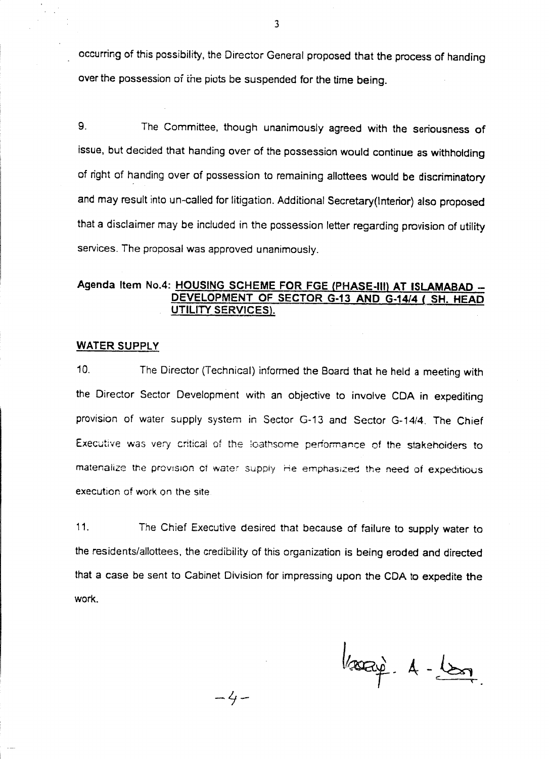occurring of this possibility, the Director General proposed that the process of handing over the possession of the plots be suspended for the time being.

9. The Committee, though unanimously agreed with the seriousness of issue, but decided that handing over of the possession would continue as withholding of right of handing over of possession to remaining allottees would be discriminatory and may result into un-called for litigation. Additional Secretary(Interior) also proposed that a disclaimer may be included in the possession letter regarding provision of utility services. The proposal was approved unanimously.

**Agenda Item No.4: HOUSING SCHEME FOR FGE (PHASE-III) AT ISLAMABAD – DEVELOPMENT OF SECTOR G-13 AND G-14/4 ( SH. HEAD UTILITY SERVICES).**

**WATER SUPPLY**

10. The Director (Technical) informed the Board that he held a meeting with the Director Sector Development with an objective to involve CDA in expediting provision of water supply system in Sector G-13 and Sector G-14/4. The Chief Executive was very critical of the loathsome performance of the stakeholders to materialize the provision of water supply. He emphasized the need of expeditious execution of work on the site.

11. The Chief Executive desired that because of failure to supply water to the residents/allottees, the credibility of this organization is being eroded and directed that a case be sent to Cabinet Division for impressing upon the CDA to expedite the work.

-4-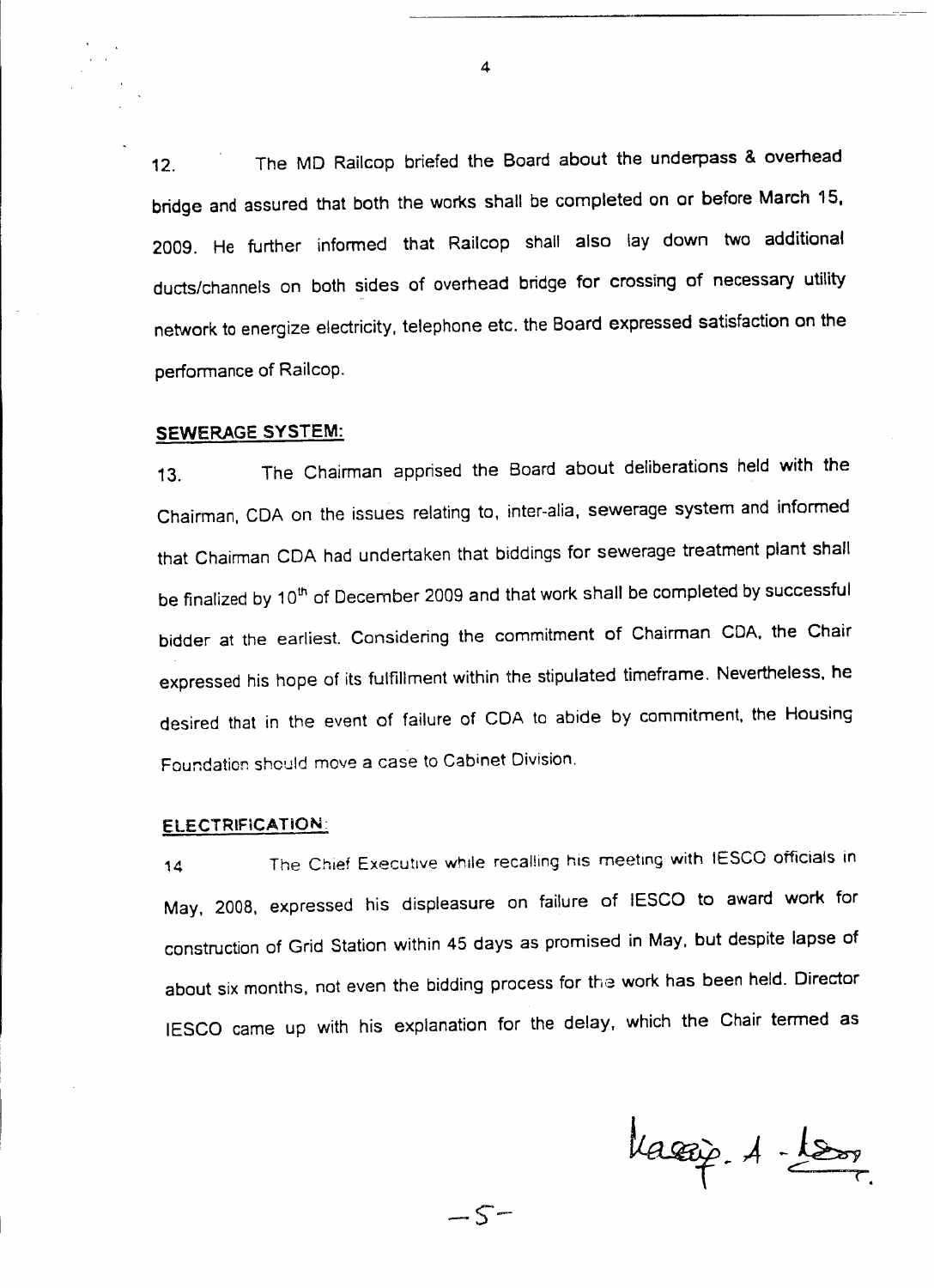12. The MD Railcop briefed the Board about the underpass & overhead bridge and assured that both the works shall be completed on or before March 15, 2009. He further informed that Railcop shall also lay down two additional ducts/channels on both sides of overhead bridge for crossing of necessary utility network to energize electricity, telephone etc. the Board expressed satisfaction on the performance of Railcop.

**SEWERAGE SYSTEM:**

13. The Chairman apprised the Board about deliberations held with the Chairman, CDA on the issues relating to, inter-alia, sewerage system and informed that Chairman CDA had undertaken that biddings for sewerage treatment plant shall be finalized by 10th of December 2009 and that work shall be completed by successful bidder at the earliest. Considering the commitment of Chairman CDA, the Chair expressed his hope of its fulfillment within the stipulated timeframe. Nevertheless, he desired that in the event of failure of CDA to abide by commitment, the Housing Foundation should move a case to Cabinet Division.

**ELECTRIFICATION:**

14 The Chief Executive while recalling his meeting with IESCO officials in May, 2008, expressed his displeasure on failure of IESCO to award work for construction of Grid Station within 45 days as promised in May, but despite lapse of about six months, not even the bidding process for the work has been held. Director IESCO came up with his explanation for the delay, which the Chair termed as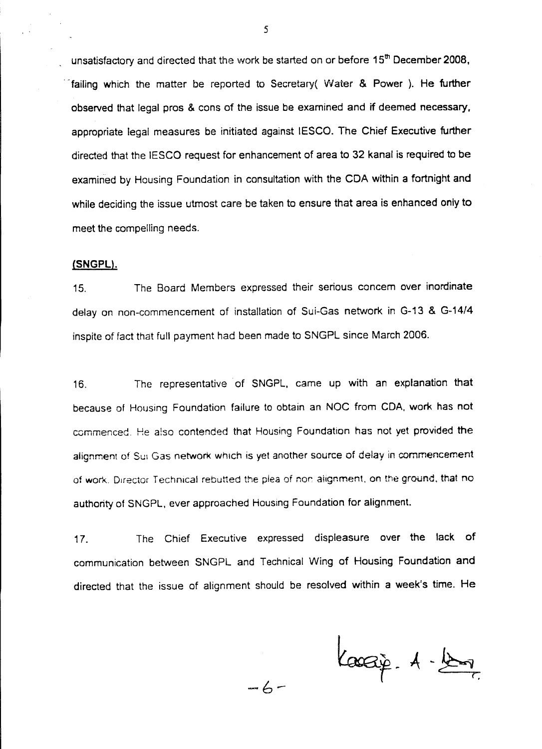unsatisfactory and directed that the work be started on or before 15th December 2008, failing which the matter be reported to Secretary( Water & Power ). He further observed that legal pros & cons of the issue be examined and if deemed necessary, appropriate legal measures be initiated against IESCO. The Chief Executive further directed that the IESCO request for enhancement of area to 32 kanal is required to be examined by Housing Foundation in consultation with the CDA within a fortnight and while deciding the issue utmost care be taken to ensure that area is enhanced only to meet the compelling needs.

**(SNGPL).**

15. The Board Members expressed their serious concern over inordinate delay on non-commencement of installation of Sui-Gas network in G-13 & G-14/4 inspite of fact that full payment had been made to SNGPL since March 2006.

16. The representative of SNGPL, came up with an explanation that because of Housing Foundation failure to obtain an NOC from CDA, work has not commenced. He also contended that Housing Foundation has not yet provided the alignment of Sui Gas network which is yet another source of delay in commencement of work. Director Technical rebutted the plea of non alignment, on the ground, that no authority of SNGPL, ever approached Housing Foundation for alignment.

17. The Chief Executive expressed displeasure over the lack of communication between SNGPL and Technical Wing of Housing Foundation and directed that the issue of alignment should be resolved within a week's time. He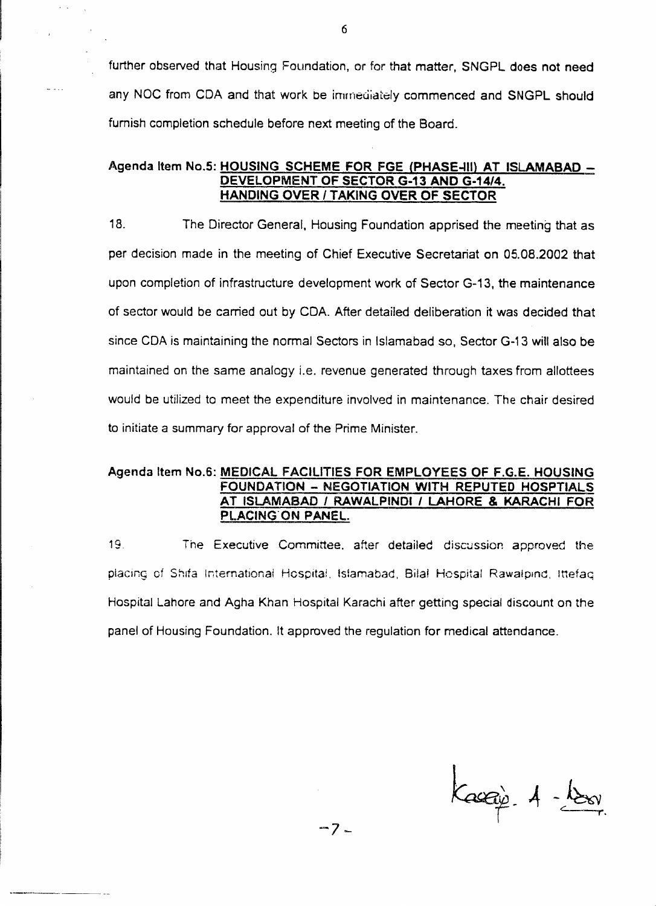further observed that Housing Foundation, or for that matter, SNGPL does not need any NOC from CDA and that work be immediately commenced and SNGPL should furnish completion schedule before next meeting of the Board.

**Agenda Item No.5: HOUSING SCHEME FOR FGE (PHASE-III) AT ISLAMABAD – DEVELOPMENT OF SECTOR G-13 AND G-14/4. HANDING OVER / TAKING OVER OF SECTOR**

18. The Director General, Housing Foundation apprised the meeting that as per decision made in the meeting of Chief Executive Secretariat on 05.08.2002 that upon completion of infrastructure development work of Sector G-13, the maintenance of sector would be carried out by CDA. After detailed deliberation it was decided that since CDA is maintaining the normal Sectors in Islamabad so, Sector G-13 will also be maintained on the same analogy i.e. revenue generated through taxes from allottees would be utilized to meet the expenditure involved in maintenance. The chair desired to initiate a summary for approval of the Prime Minister.

**Agenda Item No.6: MEDICAL FACILITIES FOR EMPLOYEES OF F.G.E. HOUSING FOUNDATION – NEGOTIATION WITH REPUTED HOSPTIALS AT ISLAMABAD / RAWALPINDI / LAHORE & KARACHI FOR PLACING ON PANEL.**

19. The Executive Committee, after detailed discussion approved the placing of Shifa International Hospital, Islamabad, Bilal Hospital Rawalpindi, Ittefaq Hospital Lahore and Agha Khan Hospital Karachi after getting special discount on the panel of Housing Foundation. It approved the regulation for medical attendance.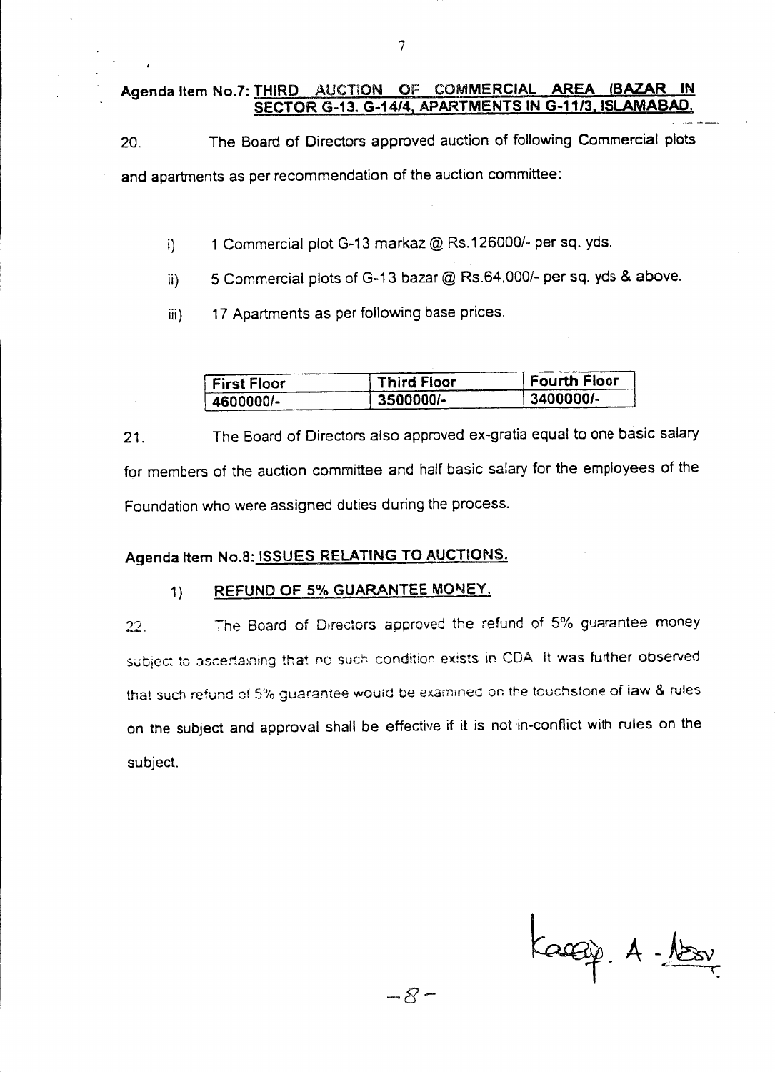**Agenda Item No.7: THIRD AUCTION OF COMMERCIAL AREA (BAZAR IN SECTOR G-13. G-14/4, APARTMENTS IN G-11/3, ISLAMABAD.**

20. The Board of Directors approved auction of following Commercial plots and apartments as per recommendation of the auction committee:

i) 1 Commercial plot G-13 markaz @ Rs.126000/- per sq. yds.

ii) 5 Commercial plots of G-13 bazar @ Rs.64,000/- per sq. yds & above.

iii) 17 Apartments as per following base prices.

| First Floor | Third Floor | Fourth Floor |
|---|---|---|
| 4600000/- | 3500000/- | 3400000/- |

21. The Board of Directors also approved ex-gratia equal to one basic salary for members of the auction committee and half basic salary for the employees of the Foundation who were assigned duties during the process.

**Agenda Item No.8: ISSUES RELATING TO AUCTIONS.**

**1) REFUND OF 5% GUARANTEE MONEY.**

22. The Board of Directors approved the refund of 5% guarantee money subject to ascertaining that no such condition exists in CDA. It was further observed that such refund of 5% guarantee would be examined on the touchstone of law & rules on the subject and approval shall be effective if it is not in-conflict with rules on the subject.

Kaccip. A - Nasir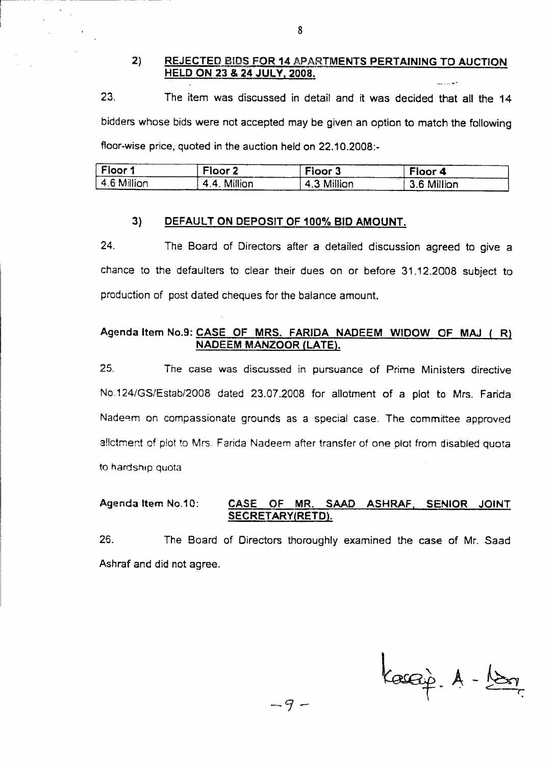### 2) REJECTED BIDS FOR 14 APARTMENTS PERTAINING TO AUCTION HELD ON 23 & 24 JULY, 2008.

23. The item was discussed in detail and it was decided that all the 14 bidders whose bids were not accepted may be given an option to match the following floor-wise price, quoted in the auction held on 22.10.2008:-

| Floor 1 | Floor 2 | Floor 3 | Floor 4 |
|---|---|---|---|
| 4.6 Million | 4.4. Million | 4.3 Million | 3.6 Million |

### 3) DEFAULT ON DEPOSIT OF 100% BID AMOUNT.

24. The Board of Directors after a detailed discussion agreed to give a chance to the defaulters to clear their dues on or before 31.12.2008 subject to production of post dated cheques for the balance amount.

### Agenda Item No.9: CASE OF MRS. FARIDA NADEEM WIDOW OF MAJ ( R) NADEEM MANZOOR (LATE).

25. The case was discussed in pursuance of Prime Ministers directive No.124/GS/Estab/2008 dated 23.07.2008 for allotment of a plot to Mrs. Farida Nadeem on compassionate grounds as a special case. The committee approved allotment of plot to Mrs. Farida Nadeem after transfer of one plot from disabled quota to hardship quota

### Agenda Item No.10: CASE OF MR. SAAD ASHRAF, SENIOR JOINT SECRETARY(RETD).

26. The Board of Directors thoroughly examined the case of Mr. Saad Ashraf and did not agree.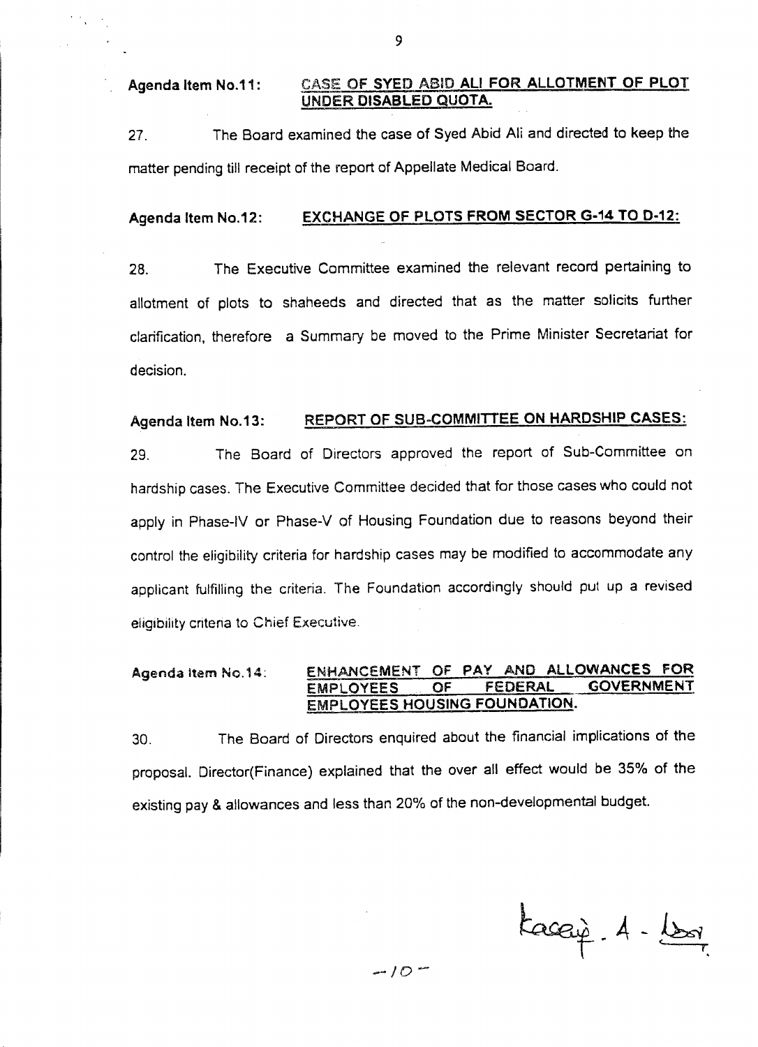**Agenda Item No.11: CASE OF SYED ABID ALI FOR ALLOTMENT OF PLOT UNDER DISABLED QUOTA.**

27. The Board examined the case of Syed Abid Ali and directed to keep the matter pending till receipt of the report of Appellate Medical Board.

**Agenda Item No.12: EXCHANGE OF PLOTS FROM SECTOR G-14 TO D-12:**

28. The Executive Committee examined the relevant record pertaining to allotment of plots to shaheeds and directed that as the matter solicits further clarification, therefore a Summary be moved to the Prime Minister Secretariat for decision.

**Agenda Item No.13: REPORT OF SUB-COMMITTEE ON HARDSHIP CASES:**

29. The Board of Directors approved the report of Sub-Committee on hardship cases. The Executive Committee decided that for those cases who could not apply in Phase-IV or Phase-V of Housing Foundation due to reasons beyond their control the eligibility criteria for hardship cases may be modified to accommodate any applicant fulfilling the criteria. The Foundation accordingly should put up a revised eligibility criteria to Chief Executive.

**Agenda Item No.14: ENHANCEMENT OF PAY AND ALLOWANCES FOR EMPLOYEES OF FEDERAL GOVERNMENT EMPLOYEES HOUSING FOUNDATION.**

30. The Board of Directors enquired about the financial implications of the proposal. Director(Finance) explained that the over all effect would be 35% of the existing pay & allowances and less than 20% of the non-developmental budget.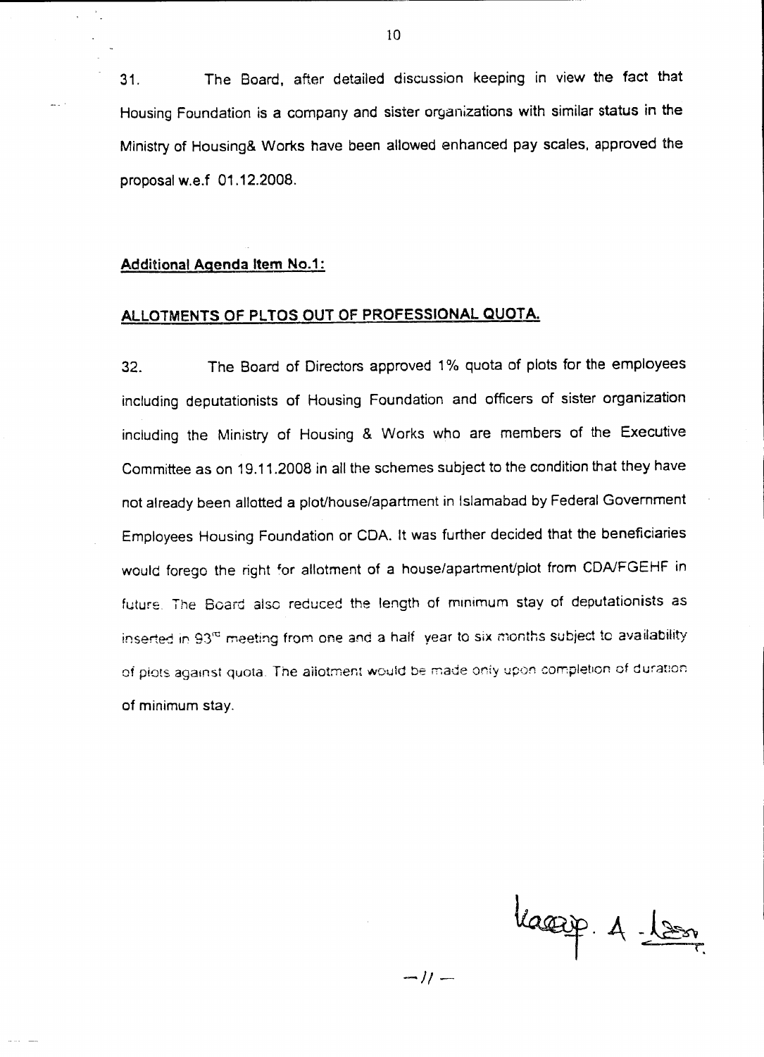31. The Board, after detailed discussion keeping in view the fact that Housing Foundation is a company and sister organizations with similar status in the Ministry of Housing& Works have been allowed enhanced pay scales, approved the proposal w.e.f 01.12.2008.

**Additional Agenda Item No.1:**

**ALLOTMENTS OF PLTOS OUT OF PROFESSIONAL QUOTA.**

32. The Board of Directors approved 1% quota of plots for the employees including deputationists of Housing Foundation and officers of sister organization including the Ministry of Housing & Works who are members of the Executive Committee as on 19.11.2008 in all the schemes subject to the condition that they have not already been allotted a plot/house/apartment in Islamabad by Federal Government Employees Housing Foundation or CDA. It was further decided that the beneficiaries would forego the right for allotment of a house/apartment/plot from CDA/FGEHF in future. The Board also reduced the length of minimum stay of deputationists as inserted in 93rd meeting from one and a half year to six months subject to availability of plots against quota. The allotment would be made only upon completion of duration of minimum stay.

—11—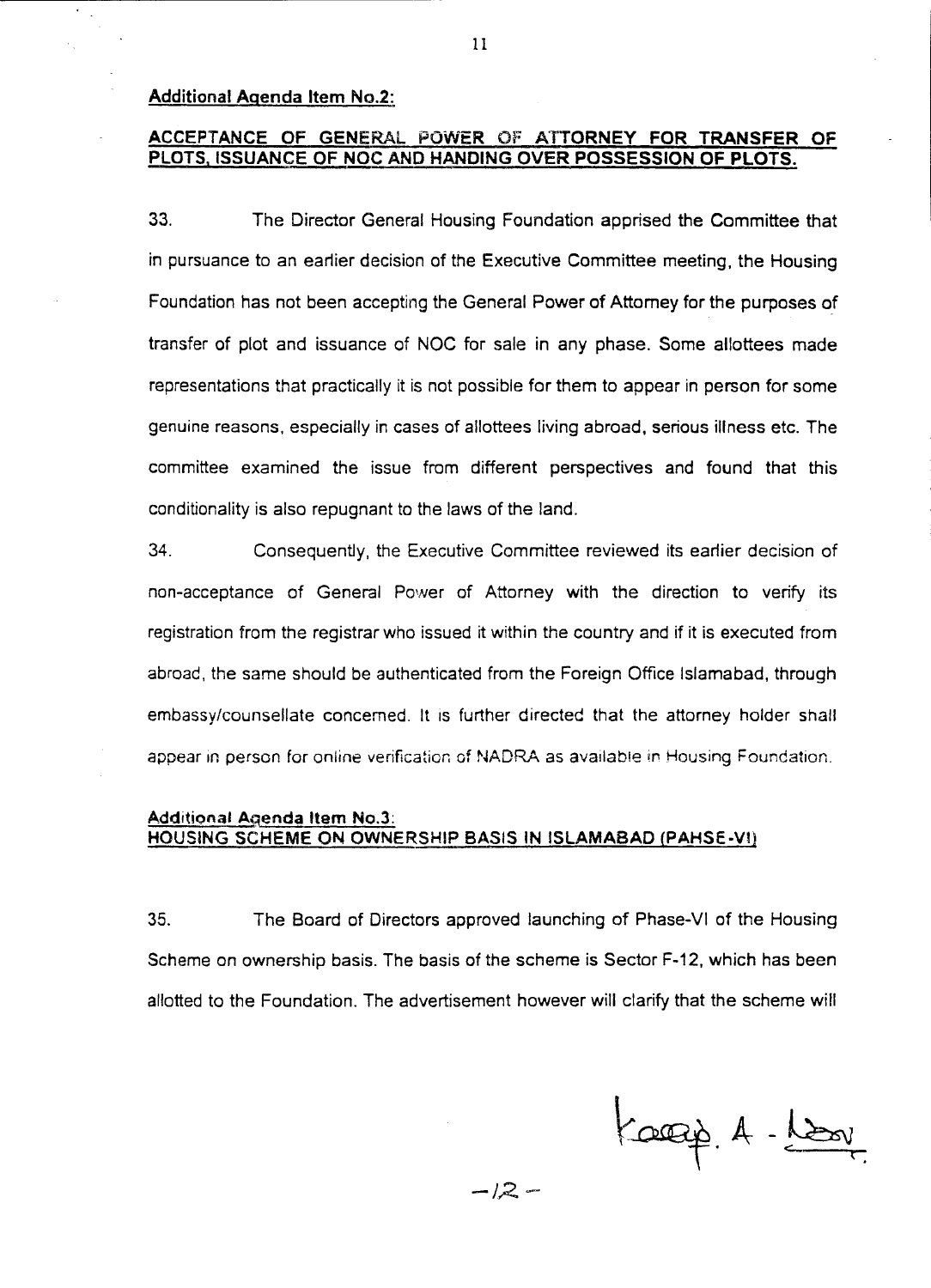**Additional Agenda Item No.2:**

**ACCEPTANCE OF GENERAL POWER OF ATTORNEY FOR TRANSFER OF PLOTS, ISSUANCE OF NOC AND HANDING OVER POSSESSION OF PLOTS.**

33. The Director General Housing Foundation apprised the Committee that in pursuance to an earlier decision of the Executive Committee meeting, the Housing Foundation has not been accepting the General Power of Attorney for the purposes of transfer of plot and issuance of NOC for sale in any phase. Some allottees made representations that practically it is not possible for them to appear in person for some genuine reasons, especially in cases of allottees living abroad, serious illness etc. The committee examined the issue from different perspectives and found that this conditionality is also repugnant to the laws of the land.

34. Consequently, the Executive Committee reviewed its earlier decision of non-acceptance of General Power of Attorney with the direction to verify its registration from the registrar who issued it within the country and if it is executed from abroad, the same should be authenticated from the Foreign Office Islamabad, through embassy/counsellate concerned. It is further directed that the attorney holder shall appear in person for online verification of NADRA as available in Housing Foundation.

**Additional Agenda Item No.3:**
**HOUSING SCHEME ON OWNERSHIP BASIS IN ISLAMABAD (PAHSE-VI)**

35. The Board of Directors approved launching of Phase-VI of the Housing Scheme on ownership basis. The basis of the scheme is Sector F-12, which has been allotted to the Foundation. The advertisement however will clarify that the scheme will

-12-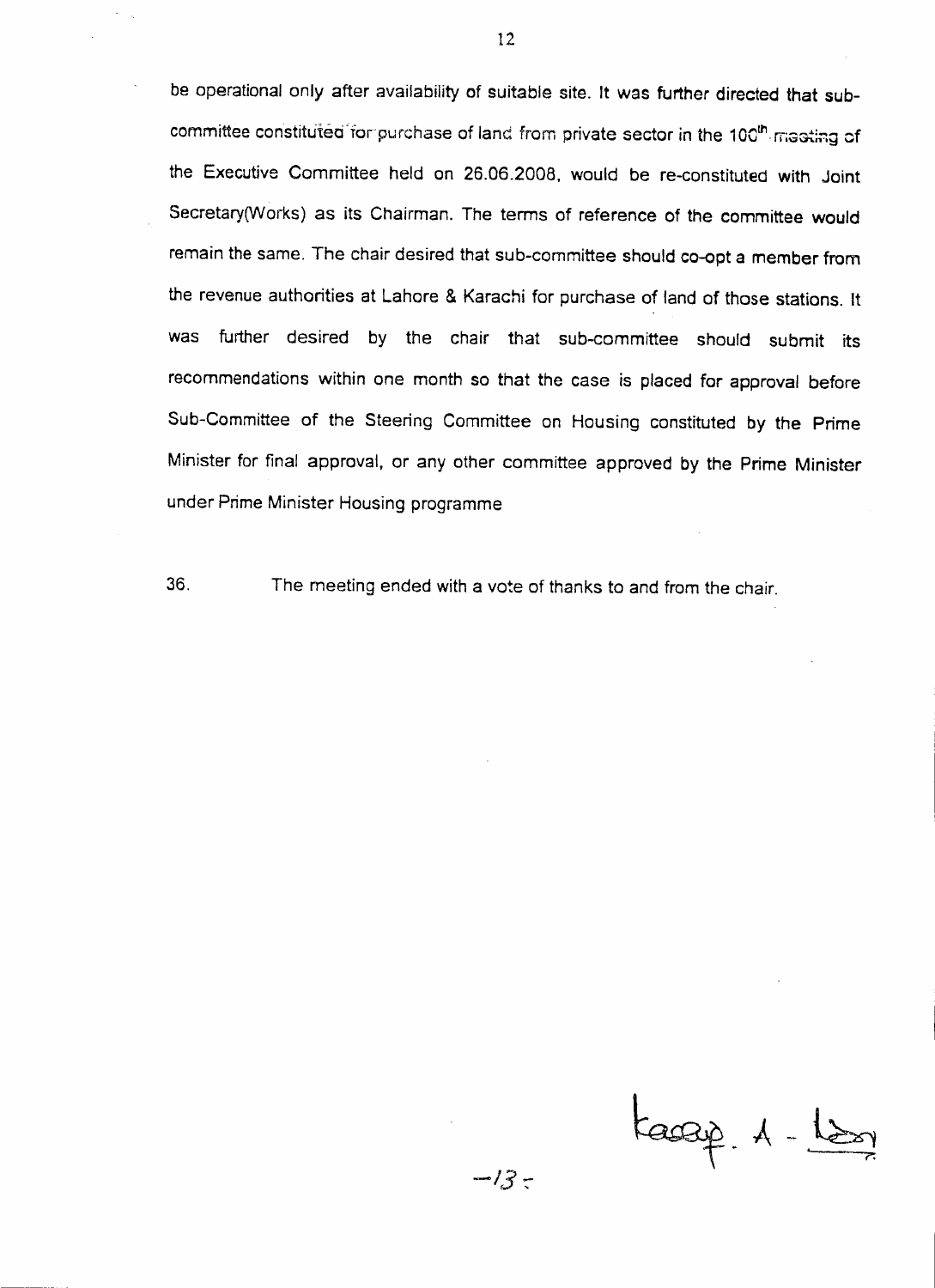be operational only after availability of suitable site. It was further directed that sub-committee constituted for purchase of land from private sector in the 100th meeting of the Executive Committee held on 26.06.2008, would be re-constituted with Joint Secretary(Works) as its Chairman. The terms of reference of the committee would remain the same. The chair desired that sub-committee should co-opt a member from the revenue authorities at Lahore & Karachi for purchase of land of those stations. It was further desired by the chair that sub-committee should submit its recommendations within one month so that the case is placed for approval before Sub-Committee of the Steering Committee on Housing constituted by the Prime Minister for final approval, or any other committee approved by the Prime Minister under Prime Minister Housing programme

36. The meeting ended with a vote of thanks to and from the chair.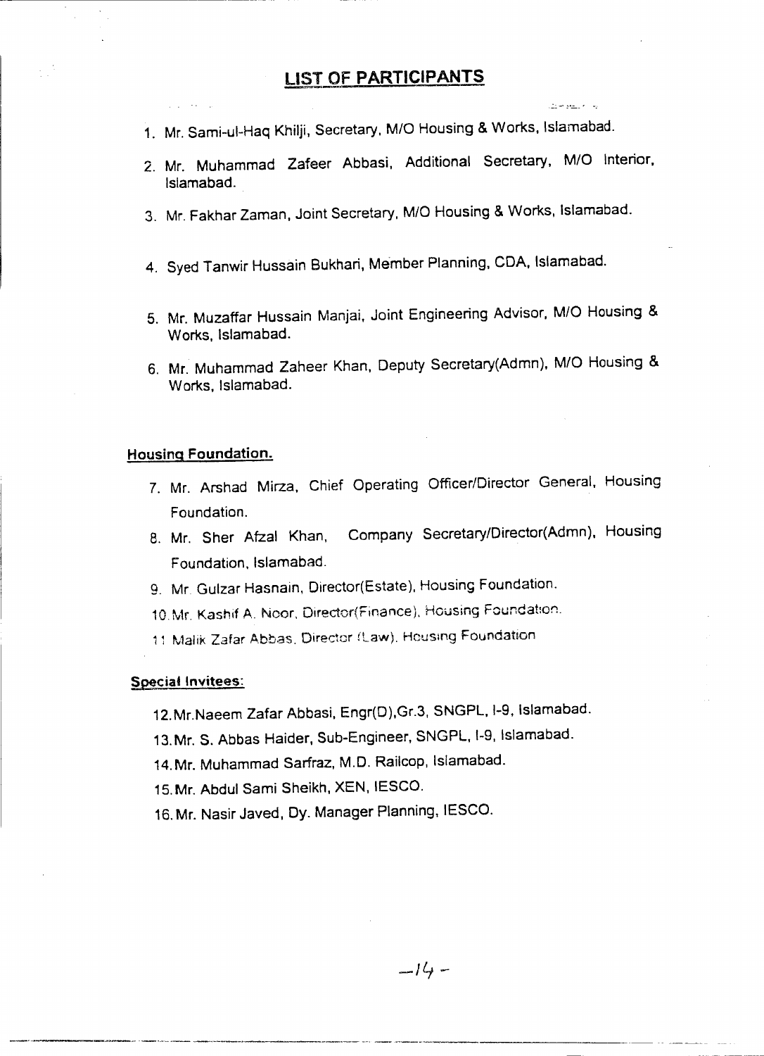## LIST OF PARTICIPANTS

1. Mr. Sami-ul-Haq Khilji, Secretary, M/O Housing & Works, Islamabad.
2. Mr. Muhammad Zafeer Abbasi, Additional Secretary, M/O Interior, Islamabad.
3. Mr. Fakhar Zaman, Joint Secretary, M/O Housing & Works, Islamabad.
4. Syed Tanwir Hussain Bukhari, Member Planning, CDA, Islamabad.
5. Mr. Muzaffar Hussain Manjai, Joint Engineering Advisor, M/O Housing & Works, Islamabad.
6. Mr. Muhammad Zaheer Khan, Deputy Secretary(Admn), M/O Housing & Works, Islamabad.

**Housing Foundation.**

7. Mr. Arshad Mirza, Chief Operating Officer/Director General, Housing Foundation.
8. Mr. Sher Afzal Khan, Company Secretary/Director(Admn), Housing Foundation, Islamabad.
9. Mr. Gulzar Hasnain, Director(Estate), Housing Foundation.
10. Mr. Kashif A. Noor, Director(Finance), Housing Foundation.
11. Malik Zafar Abbas, Director (Law), Housing Foundation

**Special Invitees:**

12. Mr.Naeem Zafar Abbasi, Engr(D),Gr.3, SNGPL, I-9, Islamabad.
13. Mr. S. Abbas Haider, Sub-Engineer, SNGPL, I-9, Islamabad.
14. Mr. Muhammad Sarfraz, M.D. Railcop, Islamabad.
15. Mr. Abdul Sami Sheikh, XEN, IESCO.
16. Mr. Nasir Javed, Dy. Manager Planning, IESCO.